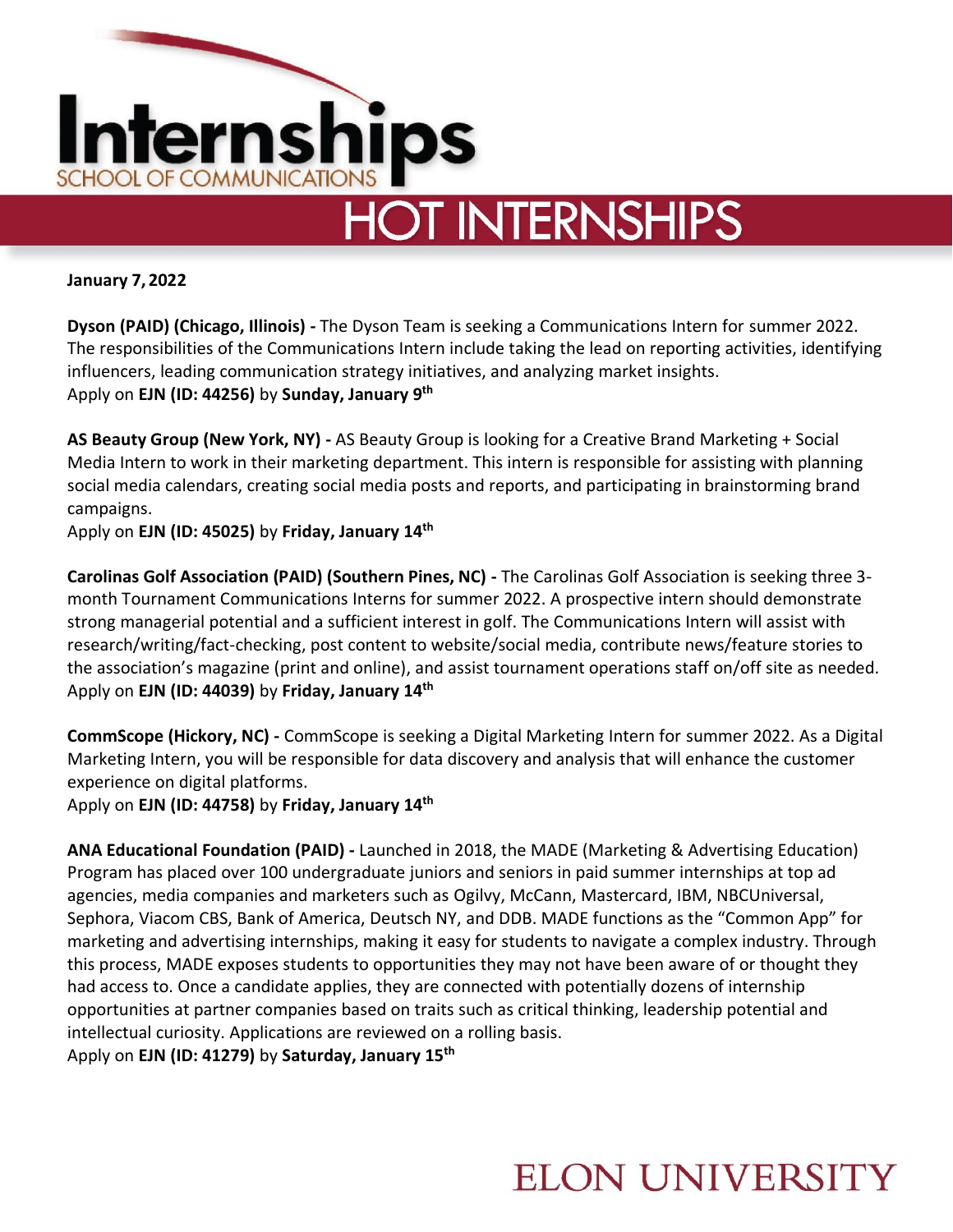# Internships

SCHOOL OF COMMUNICATIONS

## HOT INTERNSHIPS

**January 7, 2022**

**Dyson (PAID) (Chicago, Illinois) -** The Dyson Team is seeking a Communications Intern for summer 2022. The responsibilities of the Communications Intern include taking the lead on reporting activities, identifying influencers, leading communication strategy initiatives, and analyzing market insights.
Apply on **EJN (ID: 44256)** by **Sunday, January 9th**

**AS Beauty Group (New York, NY) -** AS Beauty Group is looking for a Creative Brand Marketing + Social Media Intern to work in their marketing department. This intern is responsible for assisting with planning social media calendars, creating social media posts and reports, and participating in brainstorming brand campaigns.
Apply on **EJN (ID: 45025)** by **Friday, January 14th**

**Carolinas Golf Association (PAID) (Southern Pines, NC) -** The Carolinas Golf Association is seeking three 3-month Tournament Communications Interns for summer 2022. A prospective intern should demonstrate strong managerial potential and a sufficient interest in golf. The Communications Intern will assist with research/writing/fact-checking, post content to website/social media, contribute news/feature stories to the association's magazine (print and online), and assist tournament operations staff on/off site as needed.
Apply on **EJN (ID: 44039)** by **Friday, January 14th**

**CommScope (Hickory, NC) -** CommScope is seeking a Digital Marketing Intern for summer 2022. As a Digital Marketing Intern, you will be responsible for data discovery and analysis that will enhance the customer experience on digital platforms.
Apply on **EJN (ID: 44758)** by **Friday, January 14th**

**ANA Educational Foundation (PAID) -** Launched in 2018, the MADE (Marketing & Advertising Education) Program has placed over 100 undergraduate juniors and seniors in paid summer internships at top ad agencies, media companies and marketers such as Ogilvy, McCann, Mastercard, IBM, NBCUniversal, Sephora, Viacom CBS, Bank of America, Deutsch NY, and DDB. MADE functions as the "Common App" for marketing and advertising internships, making it easy for students to navigate a complex industry. Through this process, MADE exposes students to opportunities they may not have been aware of or thought they had access to. Once a candidate applies, they are connected with potentially dozens of internship opportunities at partner companies based on traits such as critical thinking, leadership potential and intellectual curiosity. Applications are reviewed on a rolling basis.
Apply on **EJN (ID: 41279)** by **Saturday, January 15th**

ELON UNIVERSITY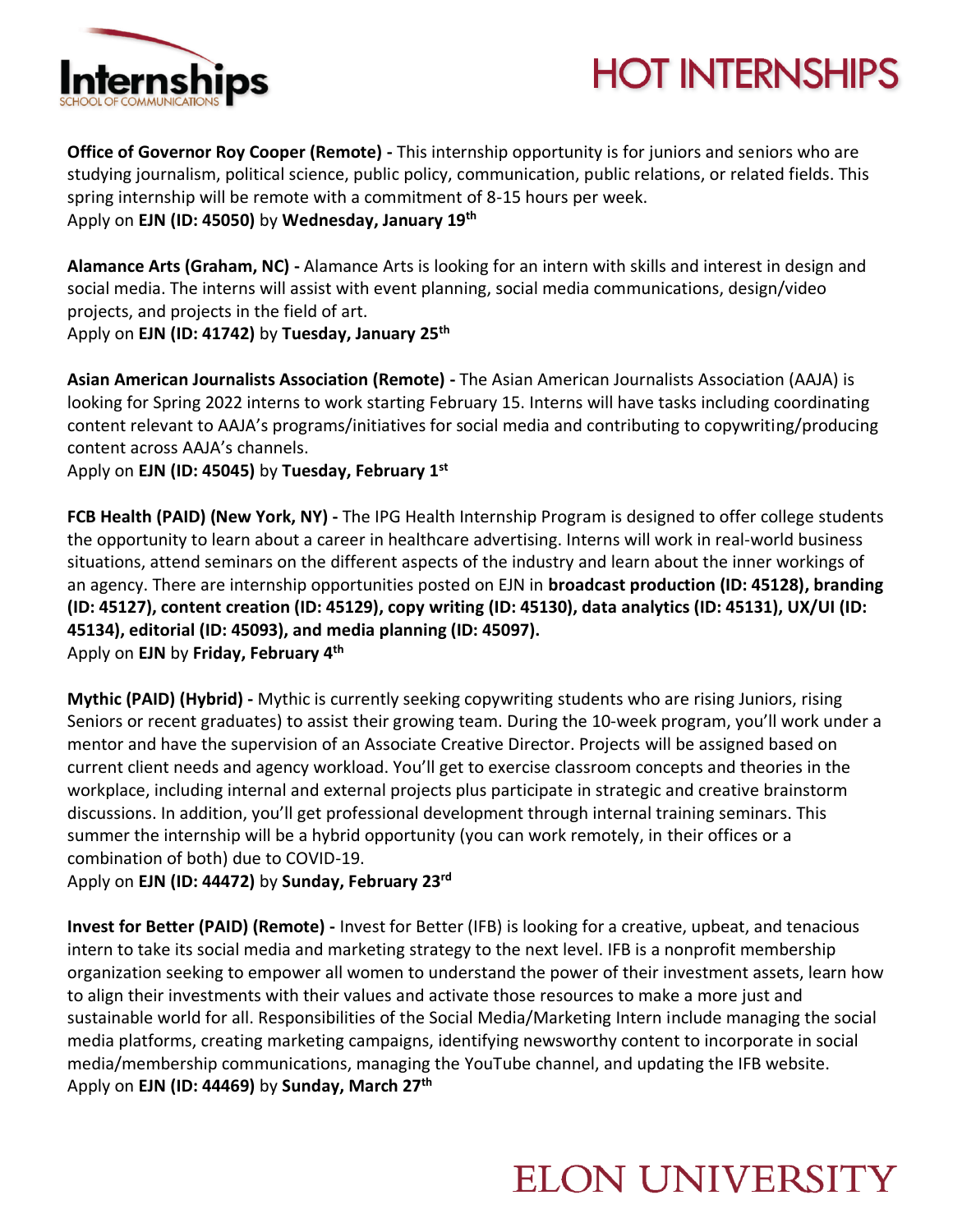# HOT INTERNSHIPS

**Office of Governor Roy Cooper (Remote) -** This internship opportunity is for juniors and seniors who are studying journalism, political science, public policy, communication, public relations, or related fields. This spring internship will be remote with a commitment of 8-15 hours per week.
Apply on **EJN (ID: 45050)** by **Wednesday, January 19th**

**Alamance Arts (Graham, NC) -** Alamance Arts is looking for an intern with skills and interest in design and social media. The interns will assist with event planning, social media communications, design/video projects, and projects in the field of art.
Apply on **EJN (ID: 41742)** by **Tuesday, January 25th**

**Asian American Journalists Association (Remote) -** The Asian American Journalists Association (AAJA) is looking for Spring 2022 interns to work starting February 15. Interns will have tasks including coordinating content relevant to AAJA's programs/initiatives for social media and contributing to copywriting/producing content across AAJA's channels.
Apply on **EJN (ID: 45045)** by **Tuesday, February 1st**

**FCB Health (PAID) (New York, NY) -** The IPG Health Internship Program is designed to offer college students the opportunity to learn about a career in healthcare advertising. Interns will work in real-world business situations, attend seminars on the different aspects of the industry and learn about the inner workings of an agency. There are internship opportunities posted on EJN in **broadcast production (ID: 45128), branding (ID: 45127), content creation (ID: 45129), copy writing (ID: 45130), data analytics (ID: 45131), UX/UI (ID: 45134), editorial (ID: 45093), and media planning (ID: 45097).**
Apply on **EJN** by **Friday, February 4th**

**Mythic (PAID) (Hybrid) -** Mythic is currently seeking copywriting students who are rising Juniors, rising Seniors or recent graduates) to assist their growing team. During the 10-week program, you'll work under a mentor and have the supervision of an Associate Creative Director. Projects will be assigned based on current client needs and agency workload. You'll get to exercise classroom concepts and theories in the workplace, including internal and external projects plus participate in strategic and creative brainstorm discussions. In addition, you'll get professional development through internal training seminars. This summer the internship will be a hybrid opportunity (you can work remotely, in their offices or a combination of both) due to COVID-19.
Apply on **EJN (ID: 44472)** by **Sunday, February 23rd**

**Invest for Better (PAID) (Remote) -** Invest for Better (IFB) is looking for a creative, upbeat, and tenacious intern to take its social media and marketing strategy to the next level. IFB is a nonprofit membership organization seeking to empower all women to understand the power of their investment assets, learn how to align their investments with their values and activate those resources to make a more just and sustainable world for all. Responsibilities of the Social Media/Marketing Intern include managing the social media platforms, creating marketing campaigns, identifying newsworthy content to incorporate in social media/membership communications, managing the YouTube channel, and updating the IFB website.
Apply on **EJN (ID: 44469)** by **Sunday, March 27th**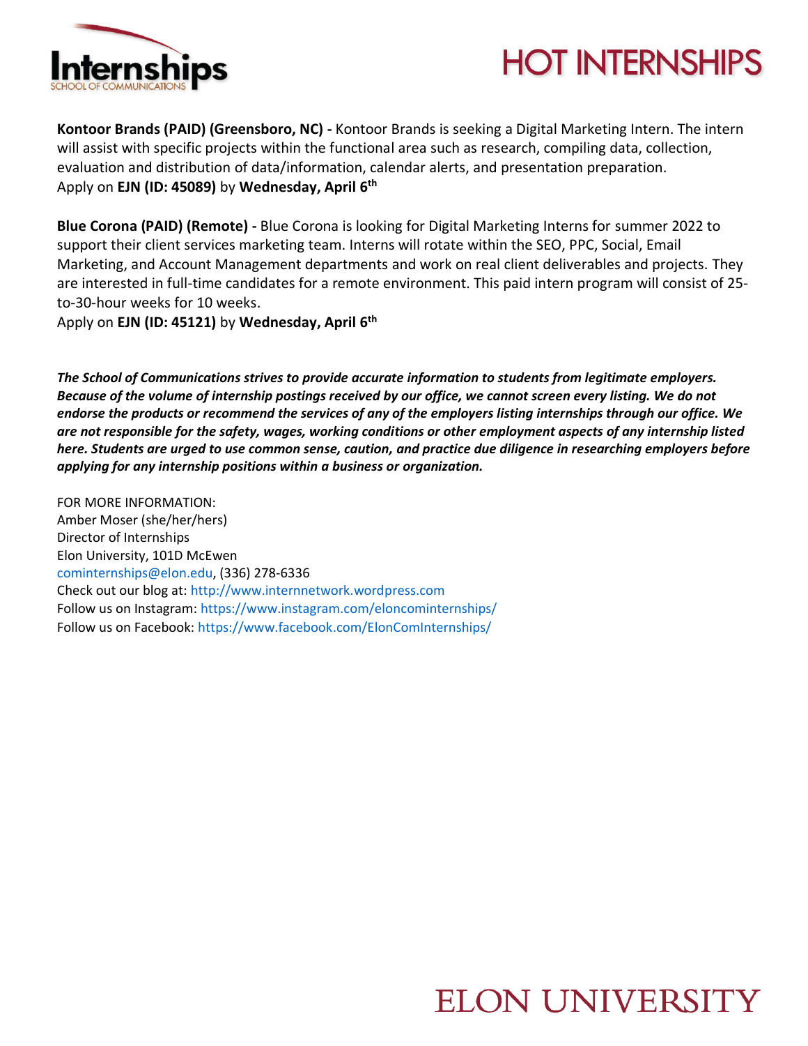**Kontoor Brands (PAID) (Greensboro, NC) -** Kontoor Brands is seeking a Digital Marketing Intern. The intern will assist with specific projects within the functional area such as research, compiling data, collection, evaluation and distribution of data/information, calendar alerts, and presentation preparation.
Apply on **EJN (ID: 45089)** by **Wednesday, April 6th**

**Blue Corona (PAID) (Remote) -** Blue Corona is looking for Digital Marketing Interns for summer 2022 to support their client services marketing team. Interns will rotate within the SEO, PPC, Social, Email Marketing, and Account Management departments and work on real client deliverables and projects. They are interested in full-time candidates for a remote environment. This paid intern program will consist of 25-to-30-hour weeks for 10 weeks.
Apply on **EJN (ID: 45121)** by **Wednesday, April 6th**

***The School of Communications strives to provide accurate information to students from legitimate employers. Because of the volume of internship postings received by our office, we cannot screen every listing. We do not endorse the products or recommend the services of any of the employers listing internships through our office. We are not responsible for the safety, wages, working conditions or other employment aspects of any internship listed here. Students are urged to use common sense, caution, and practice due diligence in researching employers before applying for any internship positions within a business or organization.***

FOR MORE INFORMATION:
Amber Moser (she/her/hers)
Director of Internships
Elon University, 101D McEwen
cominternships@elon.edu, (336) 278-6336
Check out our blog at: http://www.internnetwork.wordpress.com
Follow us on Instagram: https://www.instagram.com/eloncominternships/
Follow us on Facebook: https://www.facebook.com/ElonComInternships/